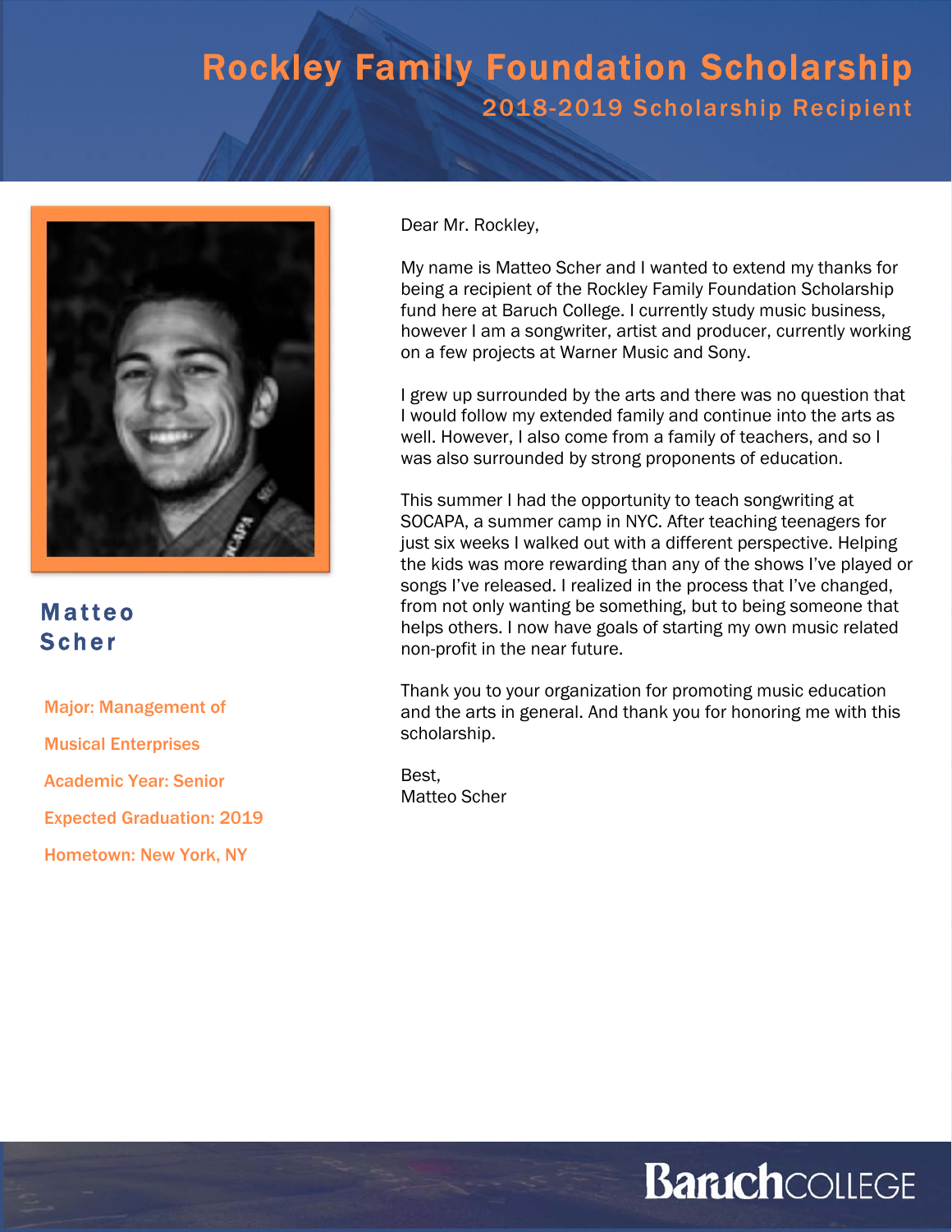# Rockley Family Foundation Scholarship

## 2018-2019 Scholarship Recipient

### Matteo Scher

**Major: Management of Musical Enterprises**

**Academic Year: Senior**

**Expected Graduation: 2019**

**Hometown: New York, NY**

Dear Mr. Rockley,

My name is Matteo Scher and I wanted to extend my thanks for being a recipient of the Rockley Family Foundation Scholarship fund here at Baruch College. I currently study music business, however I am a songwriter, artist and producer, currently working on a few projects at Warner Music and Sony.

I grew up surrounded by the arts and there was no question that I would follow my extended family and continue into the arts as well. However, I also come from a family of teachers, and so I was also surrounded by strong proponents of education.

This summer I had the opportunity to teach songwriting at SOCAPA, a summer camp in NYC. After teaching teenagers for just six weeks I walked out with a different perspective. Helping the kids was more rewarding than any of the shows I've played or songs I've released. I realized in the process that I've changed, from not only wanting be something, but to being someone that helps others. I now have goals of starting my own music related non-profit in the near future.

Thank you to your organization for promoting music education and the arts in general. And thank you for honoring me with this scholarship.

Best,
Matteo Scher

Baruch COLLEGE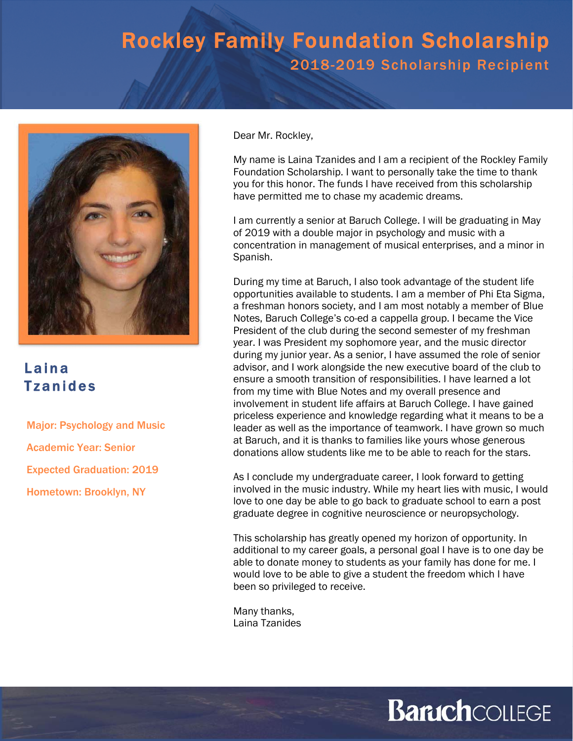# Rockley Family Foundation Scholarship

## 2018-2019 Scholarship Recipient

### Laina Tzanides

**Major: Psychology and Music**

**Academic Year: Senior**

**Expected Graduation: 2019**

**Hometown: Brooklyn, NY**

Dear Mr. Rockley,

My name is Laina Tzanides and I am a recipient of the Rockley Family Foundation Scholarship. I want to personally take the time to thank you for this honor. The funds I have received from this scholarship have permitted me to chase my academic dreams.

I am currently a senior at Baruch College. I will be graduating in May of 2019 with a double major in psychology and music with a concentration in management of musical enterprises, and a minor in Spanish.

During my time at Baruch, I also took advantage of the student life opportunities available to students. I am a member of Phi Eta Sigma, a freshman honors society, and I am most notably a member of Blue Notes, Baruch College's co-ed a cappella group. I became the Vice President of the club during the second semester of my freshman year. I was President my sophomore year, and the music director during my junior year. As a senior, I have assumed the role of senior advisor, and I work alongside the new executive board of the club to ensure a smooth transition of responsibilities. I have learned a lot from my time with Blue Notes and my overall presence and involvement in student life affairs at Baruch College. I have gained priceless experience and knowledge regarding what it means to be a leader as well as the importance of teamwork. I have grown so much at Baruch, and it is thanks to families like yours whose generous donations allow students like me to be able to reach for the stars.

As I conclude my undergraduate career, I look forward to getting involved in the music industry. While my heart lies with music, I would love to one day be able to go back to graduate school to earn a post graduate degree in cognitive neuroscience or neuropsychology.

This scholarship has greatly opened my horizon of opportunity. In additional to my career goals, a personal goal I have is to one day be able to donate money to students as your family has done for me. I would love to be able to give a student the freedom which I have been so privileged to receive.

Many thanks,
Laina Tzanides

Baruch COLLEGE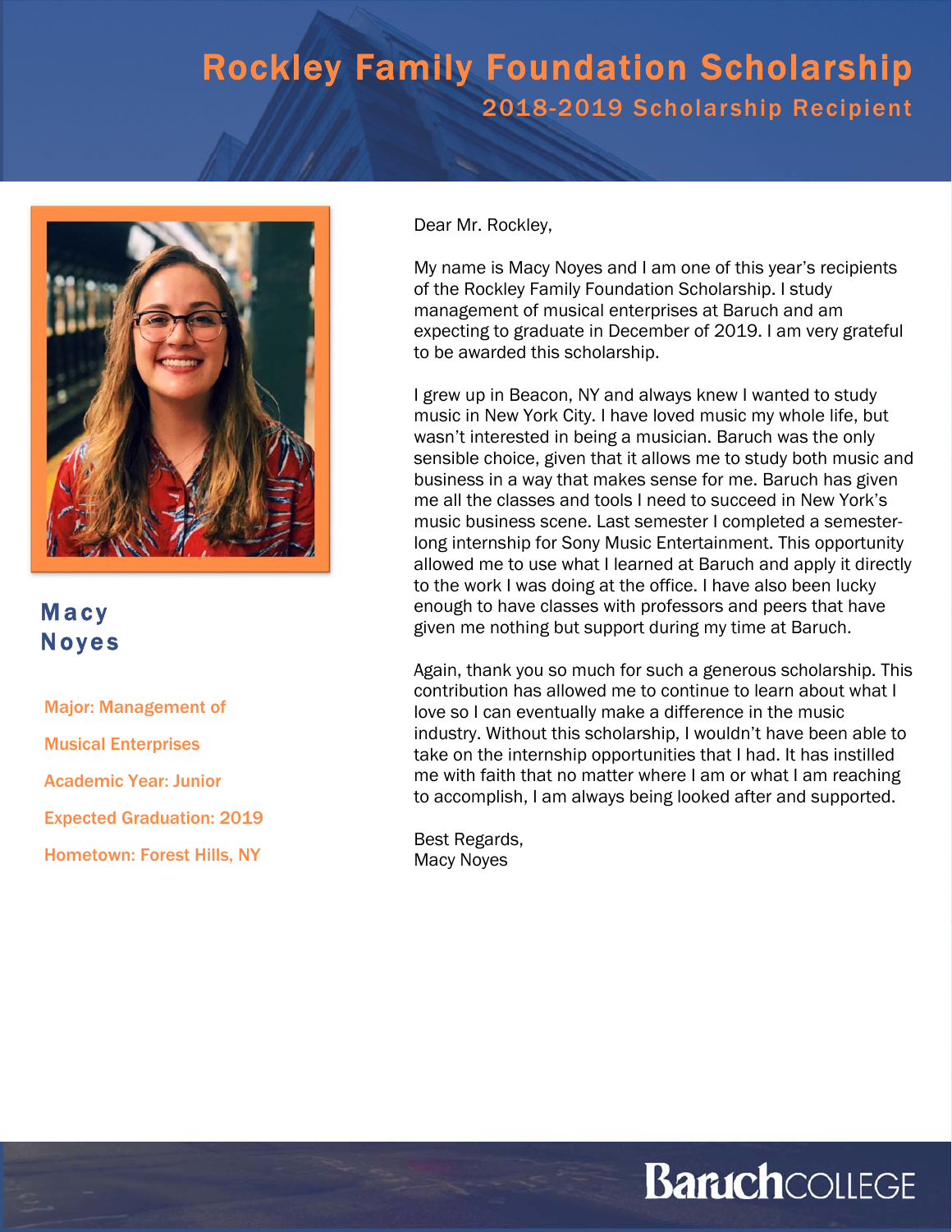# Rockley Family Foundation Scholarship

## 2018-2019 Scholarship Recipient

### Macy Noyes

Major: Management of Musical Enterprises

Academic Year: Junior

Expected Graduation: 2019

Hometown: Forest Hills, NY

Dear Mr. Rockley,

My name is Macy Noyes and I am one of this year's recipients of the Rockley Family Foundation Scholarship. I study management of musical enterprises at Baruch and am expecting to graduate in December of 2019. I am very grateful to be awarded this scholarship.

I grew up in Beacon, NY and always knew I wanted to study music in New York City. I have loved music my whole life, but wasn't interested in being a musician. Baruch was the only sensible choice, given that it allows me to study both music and business in a way that makes sense for me. Baruch has given me all the classes and tools I need to succeed in New York's music business scene. Last semester I completed a semester-long internship for Sony Music Entertainment. This opportunity allowed me to use what I learned at Baruch and apply it directly to the work I was doing at the office. I have also been lucky enough to have classes with professors and peers that have given me nothing but support during my time at Baruch.

Again, thank you so much for such a generous scholarship. This contribution has allowed me to continue to learn about what I love so I can eventually make a difference in the music industry. Without this scholarship, I wouldn't have been able to take on the internship opportunities that I had. It has instilled me with faith that no matter where I am or what I am reaching to accomplish, I am always being looked after and supported.

Best Regards,
Macy Noyes

Baruch COLLEGE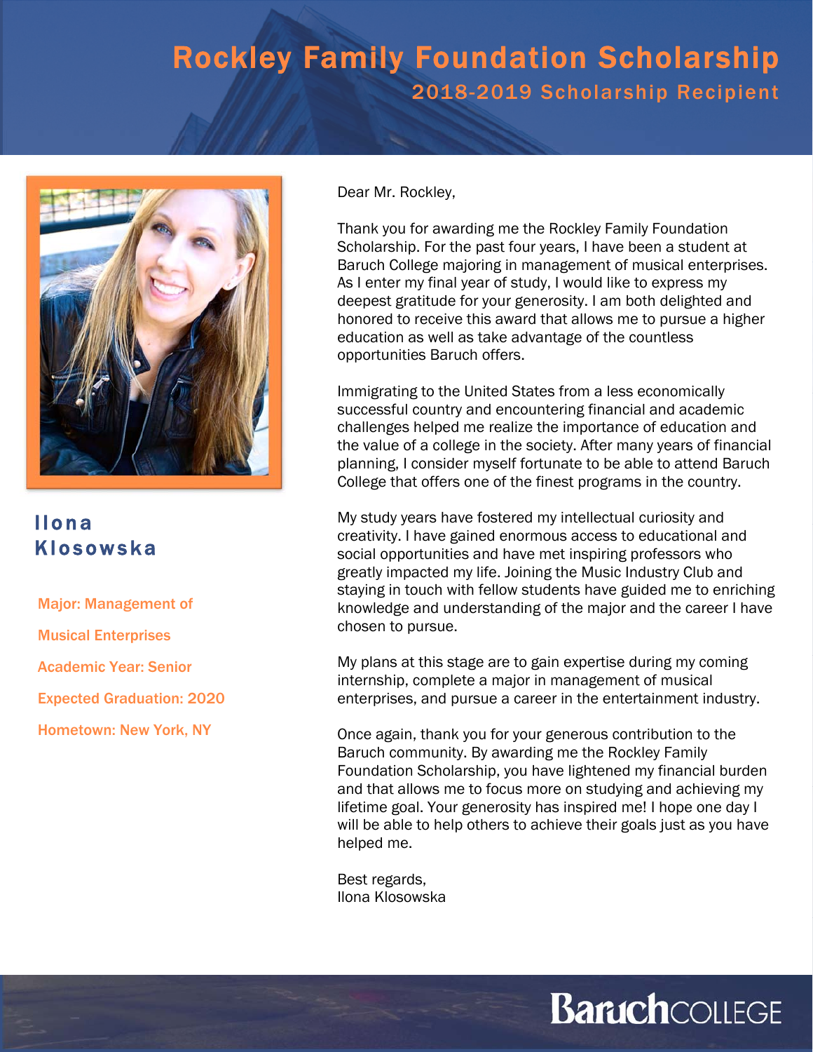# Rockley Family Foundation Scholarship

## 2018-2019 Scholarship Recipient

## Ilona Klosowska

Major: Management of Musical Enterprises

Academic Year: Senior

Expected Graduation: 2020

Hometown: New York, NY

Dear Mr. Rockley,

Thank you for awarding me the Rockley Family Foundation Scholarship. For the past four years, I have been a student at Baruch College majoring in management of musical enterprises. As I enter my final year of study, I would like to express my deepest gratitude for your generosity. I am both delighted and honored to receive this award that allows me to pursue a higher education as well as take advantage of the countless opportunities Baruch offers.

Immigrating to the United States from a less economically successful country and encountering financial and academic challenges helped me realize the importance of education and the value of a college in the society. After many years of financial planning, I consider myself fortunate to be able to attend Baruch College that offers one of the finest programs in the country.

My study years have fostered my intellectual curiosity and creativity. I have gained enormous access to educational and social opportunities and have met inspiring professors who greatly impacted my life. Joining the Music Industry Club and staying in touch with fellow students have guided me to enriching knowledge and understanding of the major and the career I have chosen to pursue.

My plans at this stage are to gain expertise during my coming internship, complete a major in management of musical enterprises, and pursue a career in the entertainment industry.

Once again, thank you for your generous contribution to the Baruch community. By awarding me the Rockley Family Foundation Scholarship, you have lightened my financial burden and that allows me to focus more on studying and achieving my lifetime goal. Your generosity has inspired me! I hope one day I will be able to help others to achieve their goals just as you have helped me.

Best regards,
Ilona Klosowska

Baruch COLLEGE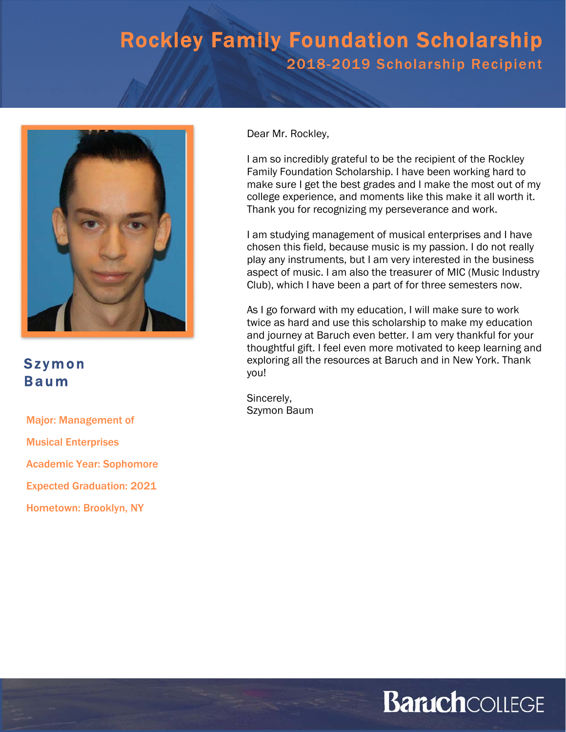# Rockley Family Foundation Scholarship

## 2018-2019 Scholarship Recipient

### Szymon Baum

Major: Management of Musical Enterprises

Academic Year: Sophomore

Expected Graduation: 2021

Hometown: Brooklyn, NY

Dear Mr. Rockley,

I am so incredibly grateful to be the recipient of the Rockley Family Foundation Scholarship. I have been working hard to make sure I get the best grades and I make the most out of my college experience, and moments like this make it all worth it. Thank you for recognizing my perseverance and work.

I am studying management of musical enterprises and I have chosen this field, because music is my passion. I do not really play any instruments, but I am very interested in the business aspect of music. I am also the treasurer of MIC (Music Industry Club), which I have been a part of for three semesters now.

As I go forward with my education, I will make sure to work twice as hard and use this scholarship to make my education and journey at Baruch even better. I am very thankful for your thoughtful gift. I feel even more motivated to keep learning and exploring all the resources at Baruch and in New York. Thank you!

Sincerely,
Szymon Baum

Baruch COLLEGE